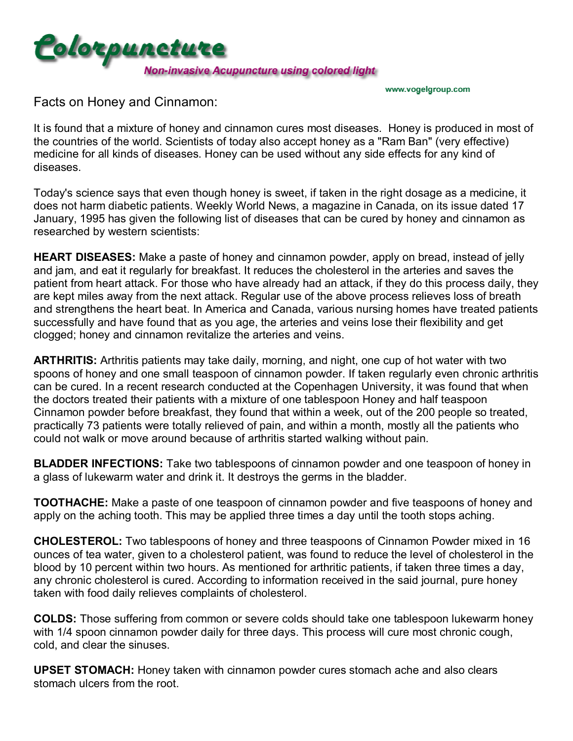# Colorpuncture

***Non-invasive Acupuncture using colored light***

www.vogelgroup.com

## Facts on Honey and Cinnamon:

It is found that a mixture of honey and cinnamon cures most diseases. Honey is produced in most of the countries of the world. Scientists of today also accept honey as a "Ram Ban" (very effective) medicine for all kinds of diseases. Honey can be used without any side effects for any kind of diseases.

Today's science says that even though honey is sweet, if taken in the right dosage as a medicine, it does not harm diabetic patients. Weekly World News, a magazine in Canada, on its issue dated 17 January, 1995 has given the following list of diseases that can be cured by honey and cinnamon as researched by western scientists:

**HEART DISEASES:** Make a paste of honey and cinnamon powder, apply on bread, instead of jelly and jam, and eat it regularly for breakfast. It reduces the cholesterol in the arteries and saves the patient from heart attack. For those who have already had an attack, if they do this process daily, they are kept miles away from the next attack. Regular use of the above process relieves loss of breath and strengthens the heart beat. In America and Canada, various nursing homes have treated patients successfully and have found that as you age, the arteries and veins lose their flexibility and get clogged; honey and cinnamon revitalize the arteries and veins.

**ARTHRITIS:** Arthritis patients may take daily, morning, and night, one cup of hot water with two spoons of honey and one small teaspoon of cinnamon powder. If taken regularly even chronic arthritis can be cured. In a recent research conducted at the Copenhagen University, it was found that when the doctors treated their patients with a mixture of one tablespoon Honey and half teaspoon Cinnamon powder before breakfast, they found that within a week, out of the 200 people so treated, practically 73 patients were totally relieved of pain, and within a month, mostly all the patients who could not walk or move around because of arthritis started walking without pain.

**BLADDER INFECTIONS:** Take two tablespoons of cinnamon powder and one teaspoon of honey in a glass of lukewarm water and drink it. It destroys the germs in the bladder.

**TOOTHACHE:** Make a paste of one teaspoon of cinnamon powder and five teaspoons of honey and apply on the aching tooth. This may be applied three times a day until the tooth stops aching.

**CHOLESTEROL:** Two tablespoons of honey and three teaspoons of Cinnamon Powder mixed in 16 ounces of tea water, given to a cholesterol patient, was found to reduce the level of cholesterol in the blood by 10 percent within two hours. As mentioned for arthritic patients, if taken three times a day, any chronic cholesterol is cured. According to information received in the said journal, pure honey taken with food daily relieves complaints of cholesterol.

**COLDS:** Those suffering from common or severe colds should take one tablespoon lukewarm honey with 1/4 spoon cinnamon powder daily for three days. This process will cure most chronic cough, cold, and clear the sinuses.

**UPSET STOMACH:** Honey taken with cinnamon powder cures stomach ache and also clears stomach ulcers from the root.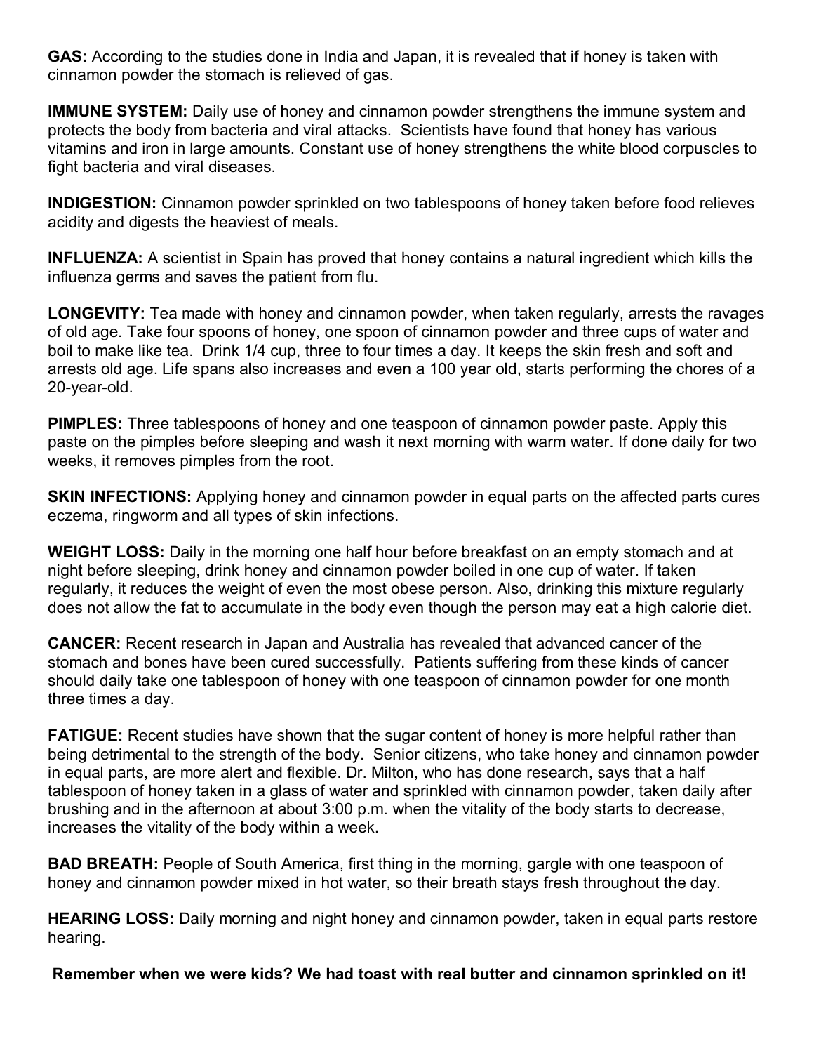**GAS:** According to the studies done in India and Japan, it is revealed that if honey is taken with cinnamon powder the stomach is relieved of gas.

**IMMUNE SYSTEM:** Daily use of honey and cinnamon powder strengthens the immune system and protects the body from bacteria and viral attacks. Scientists have found that honey has various vitamins and iron in large amounts. Constant use of honey strengthens the white blood corpuscles to fight bacteria and viral diseases.

**INDIGESTION:** Cinnamon powder sprinkled on two tablespoons of honey taken before food relieves acidity and digests the heaviest of meals.

**INFLUENZA:** A scientist in Spain has proved that honey contains a natural ingredient which kills the influenza germs and saves the patient from flu.

**LONGEVITY:** Tea made with honey and cinnamon powder, when taken regularly, arrests the ravages of old age. Take four spoons of honey, one spoon of cinnamon powder and three cups of water and boil to make like tea. Drink 1/4 cup, three to four times a day. It keeps the skin fresh and soft and arrests old age. Life spans also increases and even a 100 year old, starts performing the chores of a 20-year-old.

**PIMPLES:** Three tablespoons of honey and one teaspoon of cinnamon powder paste. Apply this paste on the pimples before sleeping and wash it next morning with warm water. If done daily for two weeks, it removes pimples from the root.

**SKIN INFECTIONS:** Applying honey and cinnamon powder in equal parts on the affected parts cures eczema, ringworm and all types of skin infections.

**WEIGHT LOSS:** Daily in the morning one half hour before breakfast on an empty stomach and at night before sleeping, drink honey and cinnamon powder boiled in one cup of water. If taken regularly, it reduces the weight of even the most obese person. Also, drinking this mixture regularly does not allow the fat to accumulate in the body even though the person may eat a high calorie diet.

**CANCER:** Recent research in Japan and Australia has revealed that advanced cancer of the stomach and bones have been cured successfully. Patients suffering from these kinds of cancer should daily take one tablespoon of honey with one teaspoon of cinnamon powder for one month three times a day.

**FATIGUE:** Recent studies have shown that the sugar content of honey is more helpful rather than being detrimental to the strength of the body. Senior citizens, who take honey and cinnamon powder in equal parts, are more alert and flexible. Dr. Milton, who has done research, says that a half tablespoon of honey taken in a glass of water and sprinkled with cinnamon powder, taken daily after brushing and in the afternoon at about 3:00 p.m. when the vitality of the body starts to decrease, increases the vitality of the body within a week.

**BAD BREATH:** People of South America, first thing in the morning, gargle with one teaspoon of honey and cinnamon powder mixed in hot water, so their breath stays fresh throughout the day.

**HEARING LOSS:** Daily morning and night honey and cinnamon powder, taken in equal parts restore hearing.

**Remember when we were kids? We had toast with real butter and cinnamon sprinkled on it!**